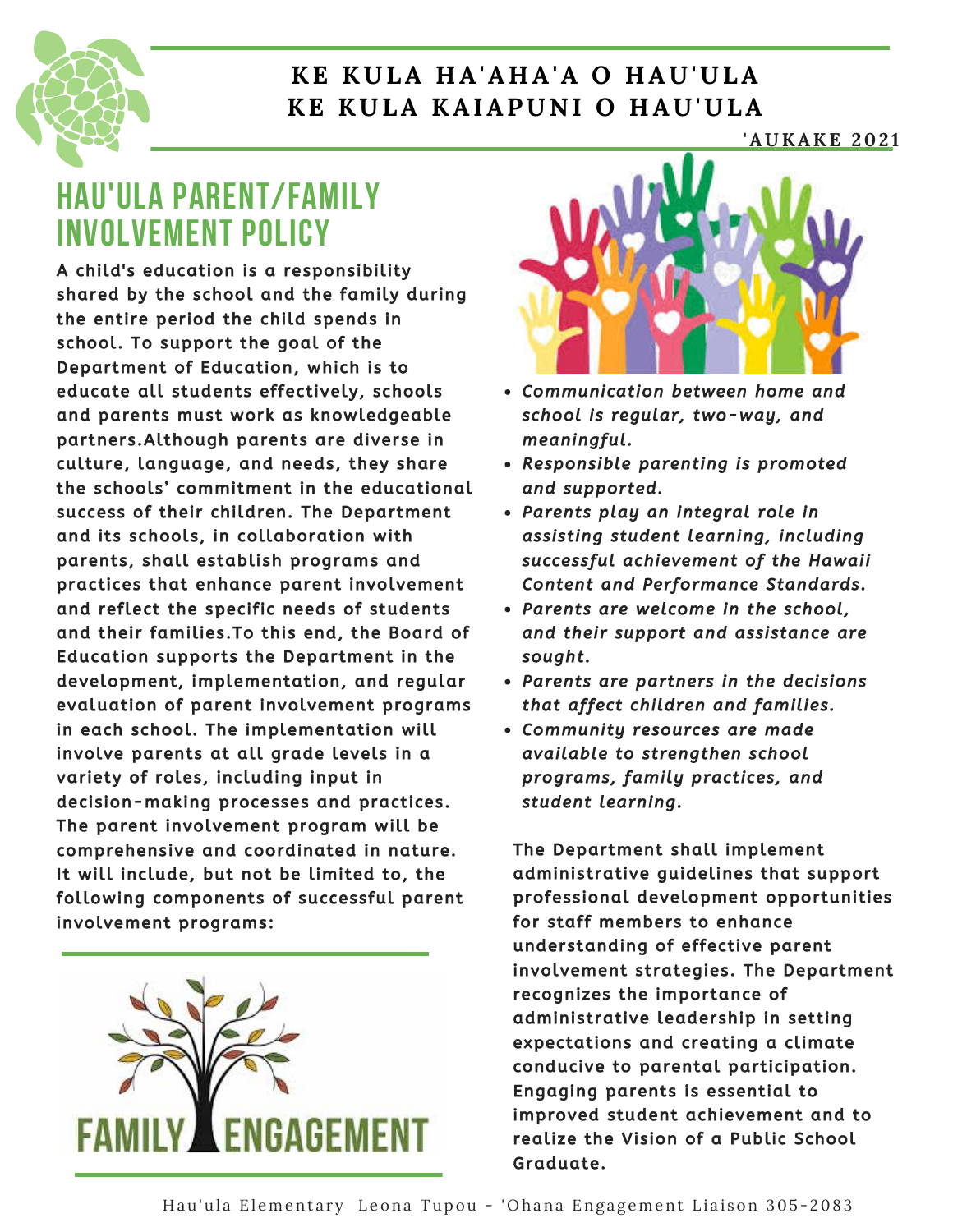**KE KULA HA'AHA'A O HAU'ULA**
**KE KULA KAIAPUNI O HAU'ULA**

'AUKAKE 2021

# HAU'ULA PARENT/FAMILY INVOLVEMENT POLICY

**A child's education is a responsibility shared by the school and the family during the entire period the child spends in school. To support the goal of the Department of Education, which is to educate all students effectively, schools and parents must work as knowledgeable partners.Although parents are diverse in culture, language, and needs, they share the schools' commitment in the educational success of their children. The Department and its schools, in collaboration with parents, shall establish programs and practices that enhance parent involvement and reflect the specific needs of students and their families.To this end, the Board of Education supports the Department in the development, implementation, and regular evaluation of parent involvement programs in each school. The implementation will involve parents at all grade levels in a variety of roles, including input in decision-making processes and practices. The parent involvement program will be comprehensive and coordinated in nature. It will include, but not be limited to, the following components of successful parent involvement programs:**

FAMILY ENGAGEMENT

- *Communication between home and school is regular, two-way, and meaningful.*
- *Responsible parenting is promoted and supported.*
- *Parents play an integral role in assisting student learning, including successful achievement of the Hawaii Content and Performance Standards.*
- *Parents are welcome in the school, and their support and assistance are sought.*
- *Parents are partners in the decisions that affect children and families.*
- *Community resources are made available to strengthen school programs, family practices, and student learning.*

**The Department shall implement administrative guidelines that support professional development opportunities for staff members to enhance understanding of effective parent involvement strategies. The Department recognizes the importance of administrative leadership in setting expectations and creating a climate conducive to parental participation. Engaging parents is essential to improved student achievement and to realize the Vision of a Public School Graduate.**

Hau'ula Elementary Leona Tupou - 'Ohana Engagement Liaison 305-2083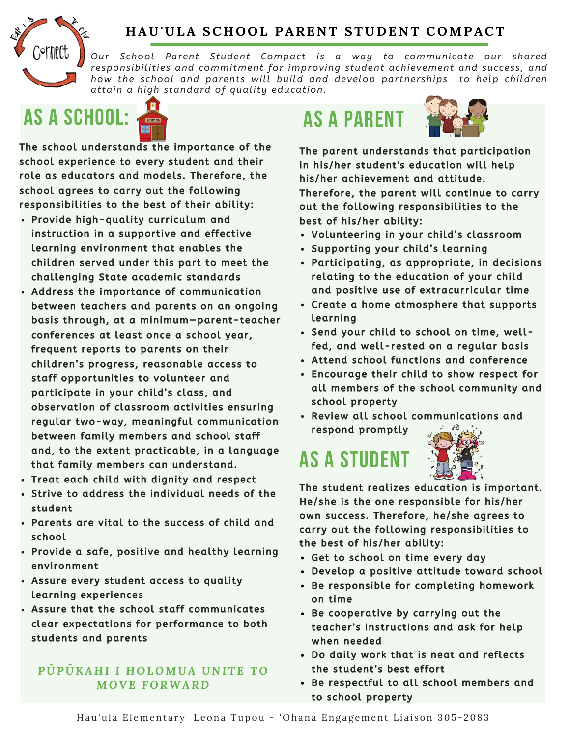# HAU'ULA SCHOOL PARENT STUDENT COMPACT

*Our School Parent Student Compact is a way to communicate our shared responsibilities and commitment for improving student achievement and success, and how the school and parents will build and develop partnerships to help children attain a high standard of quality education.*

## AS A SCHOOL:

**The school understands the importance of the school experience to every student and their role as educators and models. Therefore, the school agrees to carry out the following responsibilities to the best of their ability:**

- Provide high-quality curriculum and instruction in a supportive and effective learning environment that enables the children served under this part to meet the challenging State academic standards
- Address the importance of communication between teachers and parents on an ongoing basis through, at a minimum—parent-teacher conferences at least once a school year, frequent reports to parents on their children's progress, reasonable access to staff opportunities to volunteer and participate in your child's class, and observation of classroom activities ensuring regular two-way, meaningful communication between family members and school staff and, to the extent practicable, in a language that family members can understand.
- Treat each child with dignity and respect
- Strive to address the individual needs of the student
- Parents are vital to the success of child and school
- Provide a safe, positive and healthy learning environment
- Assure every student access to quality learning experiences
- Assure that the school staff communicates clear expectations for performance to both students and parents

**PŪPŪKAHI I HOLOMUA UNITE TO MOVE FORWARD**

## AS A PARENT

**The parent understands that participation in his/her student's education will help his/her achievement and attitude. Therefore, the parent will continue to carry out the following responsibilities to the best of his/her ability:**

- Volunteering in your child's classroom
- Supporting your child's learning
- Participating, as appropriate, in decisions relating to the education of your child and positive use of extracurricular time
- Create a home atmosphere that supports learning
- Send your child to school on time, well-fed, and well-rested on a regular basis
- Attend school functions and conference
- Encourage their child to show respect for all members of the school community and school property
- Review all school communications and respond promptly

## AS A STUDENT

**The student realizes education is important. He/she is the one responsible for his/her own success. Therefore, he/she agrees to carry out the following responsibilities to the best of his/her ability:**

- Get to school on time every day
- Develop a positive attitude toward school
- Be responsible for completing homework on time
- Be cooperative by carrying out the teacher's instructions and ask for help when needed
- Do daily work that is neat and reflects the student's best effort
- Be respectful to all school members and to school property

Hau'ula Elementary Leona Tupou - 'Ohana Engagement Liaison 305-2083